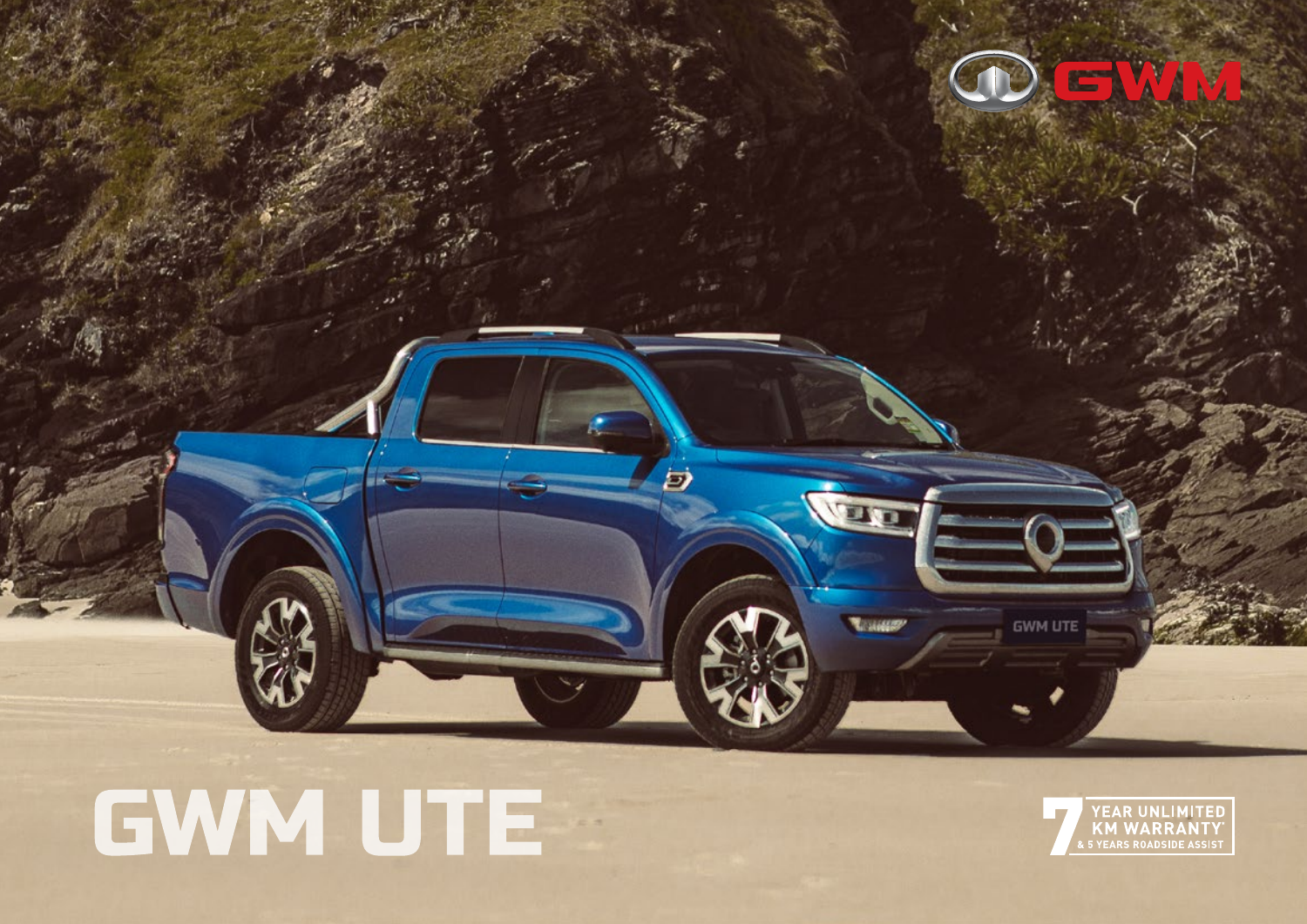GWM

# GWM UTE

7 YEAR UNLIMITED KM WARRANTY*
& 5 YEARS ROADSIDE ASSIST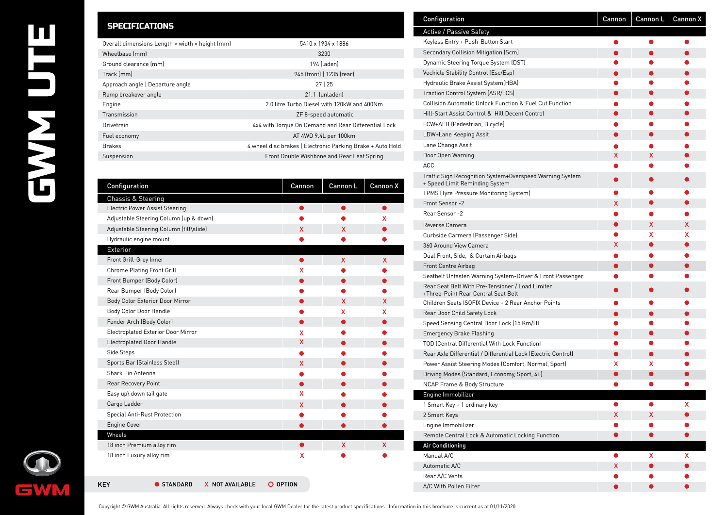# GWM UTE

## SPECIFICATIONS

| | |
|---|---|
| Overall dimensions Length × width × height (mm) | 5410 x 1934 x 1886 |
| Wheelbase (mm) | 3230 |
| Ground clearance (mm) | 194 (laden) |
| Track (mm) | 945 (front) \| 1235 (rear) |
| Approach angle \| Departure angle | 27 \| 25 |
| Ramp breakover angle | 21.1 (unladen) |
| Engine | 2.0 litre Turbo Diesel with 120kW and 400Nm |
| Transmission | ZF 8-speed automatic |
| Drivetrain | 4x4 with Torque On Demand and Rear Differential Lock |
| Fuel economy | AT 4WD 9.4L per 100km |
| Brakes | 4 wheel disc brakes \| Electronic Parking Brake + Auto Hold |
| Suspension | Front Double Wishbone and Rear Leaf Spring |

| Configuration | Cannon | Cannon L | Cannon X |
|---|---|---|---|
| **Chassis & Steering** | | | |
| Electric Power Assist Steering | ● | ● | ● |
| Adjustable Steering Column (up & down) | ● | ● | X |
| Adjustable Steering Column (tilt\slide) | X | X | ● |
| Hydraulic engine mount | ● | ● | ● |
| **Exterior** | | | |
| Front Grill-Grey Inner | ● | X | X |
| Chrome Plating Front Grill | X | ● | ● |
| Front Bumper (Body Color) | ● | ● | ● |
| Rear Bumper (Body Color) | ● | ● | ● |
| Body Color Exterior Door Mirror | ● | X | X |
| Body Color Door Handle | ● | X | X |
| Fender Arch (Body Color) | ● | ● | ● |
| Electroplated Exterior Door Mirror | X | ● | ● |
| Electroplated Door Handle | X | ● | ● |
| Side Steps | ● | ● | ● |
| Sports Bar (Stainless Steel) | X | ● | ● |
| Shark Fin Antenna | ● | ● | ● |
| Rear Recovery Point | ● | ● | ● |
| Easy up\ down tail gate | X | ● | ● |
| Cargo Ladder | X | ● | ● |
| Special Anti-Rust Protection | ● | ● | ● |
| Engine Cover | ● | ● | ● |
| **Wheels** | | | |
| 18 inch Premium alloy rim | ● | X | X |
| 18 inch Luxury alloy rim | X | ● | ● |

**KEY** ● STANDARD X NOT AVAILABLE O OPTION

| Configuration | Cannon | Cannon L | Cannon X |
|---|---|---|---|
| **Active / Passive Safety** | | | |
| Keyless Entry + Push-Button Start | ● | ● | ● |
| Secondary Collision Mitigation (Scm) | ● | ● | ● |
| Dynamic Steering Torque System (DST) | ● | ● | ● |
| Vechicle Stability Control (Esc/Esp) | ● | ● | ● |
| Hydraulic Brake Assist System(HBA) | ● | ● | ● |
| Traction Control System (ASR/TCS) | ● | ● | ● |
| Collision Automatic Unlock Function & Fuel Cut Function | ● | ● | ● |
| Hill-Start Assist Control & Hill Decent Control | ● | ● | ● |
| FCW+AEB (Pedestrian, Bicycle) | ● | ● | ● |
| LDW+Lane Keeping Assit | ● | ● | ● |
| Lane Change Assit | ● | ● | ● |
| Door Open Warning | X | X | ● |
| ACC | ● | ● | ● |
| Traffic Sign Recognition System+Overspeed Warning System + Speed Limit Reminding System | ● | ● | ● |
| TPMS (Tyre Pressure Monitoring System) | ● | ● | ● |
| Front Sensor -2 | X | ● | ● |
| Rear Sensor -2 | ● | ● | ● |
| Reverse Camera | ● | X | X |
| Curbside Carmera (Passenger Side) | ● | X | X |
| 360 Around View Camera | X | ● | ● |
| Dual Front, Side, & Curtain Airbags | ● | ● | ● |
| Front Centre Airbag | ● | ● | ● |
| Seatbelt Unfasten Warning System-Driver & Front Passenger | ● | ● | ● |
| Rear Seat Belt With Pre-Tensioner / Load Limiter +Three-Point Rear Central Seat Belt | ● | ● | ● |
| Children Seats ISOFIX Device + 2 Rear Anchor Points | ● | ● | ● |
| Rear Door Child Safety Lock | ● | ● | ● |
| Speed Sensing Central Door Lock (15 Km/H) | ● | ● | ● |
| Emergency Brake Flashing | ● | ● | ● |
| TOD (Central Differential With Lock Function) | ● | ● | ● |
| Rear Axle Differential / Differential Lock (Electric Control) | ● | ● | ● |
| Power Assist Steering Modes (Comfort, Normal, Sport) | X | X | ● |
| Driving Modes (Standard, Economy, Sport, 4L) | ● | ● | ● |
| NCAP Frame & Body Structure | ● | ● | ● |
| **Engine Immobilizer** | | | |
| 1 Smart Key + 1 ordinary key | ● | ● | X |
| 2 Smart Keys | X | X | ● |
| Engine Immobilizer | ● | ● | ● |
| Remote Central Lock & Automatic Locking Function | ● | ● | ● |
| **Air Conditioning** | | | |
| Manual A/C | ● | X | X |
| Automatic A/C | X | ● | ● |
| Rear A/C Vents | ● | ● | ● |
| A/C With Pollen Filter | ● | ● | ● |

Copyright © GWM Australia. All rights reserved. Always check with your local GWM Dealer for the latest product specifications. Information in this brochure is current as at 01/11/2020.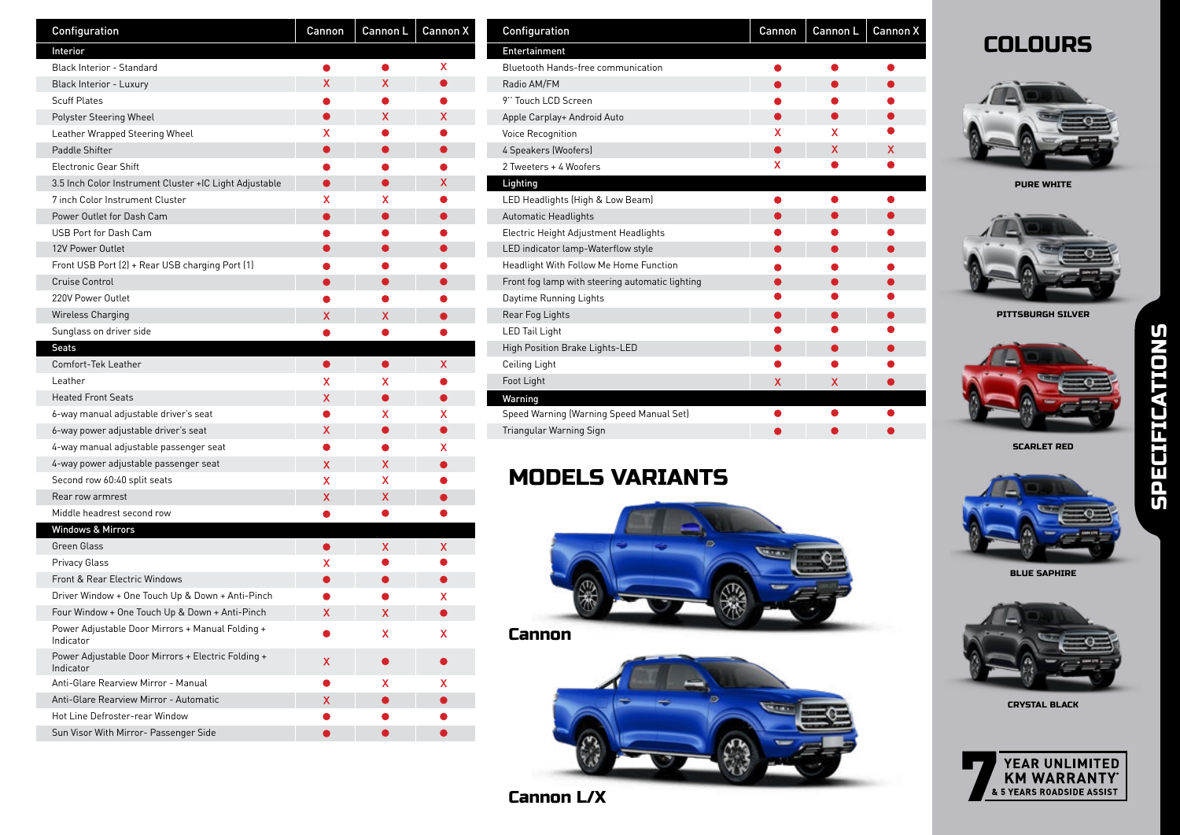| Configuration | Cannon | Cannon L | Cannon X |
|---|---|---|---|
| **Interior** | | | |
| Black Interior - Standard | ● | ● | X |
| Black Interior - Luxury | X | X | ● |
| Scuff Plates | ● | ● | ● |
| Polyster Steering Wheel | ● | X | X |
| Leather Wrapped Steering Wheel | X | ● | ● |
| Paddle Shifter | ● | ● | ● |
| Electronic Gear Shift | ● | ● | ● |
| 3.5 Inch Color Instrument Cluster +IC Light Adjustable | ● | ● | X |
| 7 inch Color Instrument Cluster | X | X | ● |
| Power Outlet for Dash Cam | ● | ● | ● |
| USB Port for Dash Cam | ● | ● | ● |
| 12V Power Outlet | ● | ● | ● |
| Front USB Port (2) + Rear USB charging Port (1) | ● | ● | ● |
| Cruise Control | ● | ● | ● |
| 220V Power Outlet | ● | ● | ● |
| Wireless Charging | X | X | ● |
| Sunglass on driver side | ● | ● | ● |
| **Seats** | | | |
| Comfort-Tek Leather | ● | ● | X |
| Leather | X | X | ● |
| Heated Front Seats | X | ● | ● |
| 6-way manual adjustable driver's seat | ● | X | X |
| 6-way power adjustable driver's seat | X | ● | ● |
| 4-way manual adjustable passenger seat | ● | ● | X |
| 4-way power adjustable passenger seat | X | X | ● |
| Second row 60:40 split seats | X | X | ● |
| Rear row armrest | X | X | ● |
| Middle headrest second row | ● | ● | ● |
| **Windows & Mirrors** | | | |
| Green Glass | ● | X | X |
| Privacy Glass | X | ● | ● |
| Front & Rear Electric Windows | ● | ● | ● |
| Driver Window + One Touch Up & Down + Anti-Pinch | ● | ● | X |
| Four Window + One Touch Up & Down + Anti-Pinch | X | X | ● |
| Power Adjustable Door Mirrors + Manual Folding + Indicator | ● | X | X |
| Power Adjustable Door Mirrors + Electric Folding + Indicator | X | ● | ● |
| Anti-Glare Rearview Mirror - Manual | ● | X | X |
| Anti-Glare Rearview Mirror - Automatic | X | ● | ● |
| Hot Line Defroster-rear Window | ● | ● | ● |
| Sun Visor With Mirror- Passenger Side | ● | ● | ● |

| Configuration | Cannon | Cannon L | Cannon X |
|---|---|---|---|
| **Entertainment** | | | |
| Bluetooth Hands-free communication | ● | ● | ● |
| Radio AM/FM | ● | ● | ● |
| 9'' Touch LCD Screen | ● | ● | ● |
| Apple Carplay+ Android Auto | ● | ● | ● |
| Voice Recognition | X | X | ● |
| 4 Speakers (Woofers) | ● | X | X |
| 2 Tweeters + 4 Woofers | X | ● | ● |
| **Lighting** | | | |
| LED Headlights (High & Low Beam) | ● | ● | ● |
| Automatic Headlights | ● | ● | ● |
| Electric Height Adjustment Headlights | ● | ● | ● |
| LED indicator lamp-Waterflow style | ● | ● | ● |
| Headlight With Follow Me Home Function | ● | ● | ● |
| Front fog lamp with steering automatic lighting | ● | ● | ● |
| Daytime Running Lights | ● | ● | ● |
| Rear Fog Lights | ● | ● | ● |
| LED Tail Light | ● | ● | ● |
| High Position Brake Lights-LED | ● | ● | ● |
| Ceiling Light | ● | ● | ● |
| Foot Light | X | X | ● |
| **Warning** | | | |
| Speed Warning (Warning Speed Manual Set) | ● | ● | ● |
| Triangular Warning Sign | ● | ● | ● |

## MODELS VARIANTS

**Cannon**

**Cannon L/X**

## COLOURS

PURE WHITE

PITTSBURGH SILVER

SCARLET RED

BLUE SAPHIRE

CRYSTAL BLACK

7 YEAR UNLIMITED KM WARRANTY* & 5 YEARS ROADSIDE ASSIST

SPECIFICATIONS